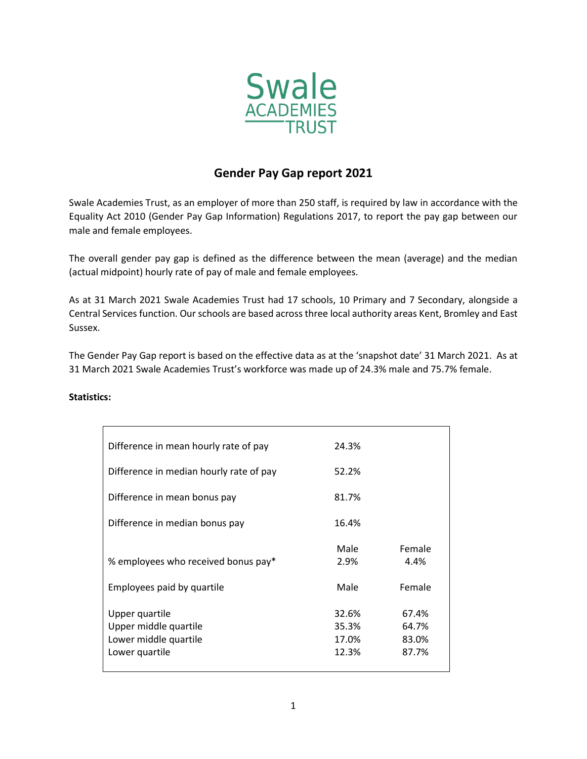Swale
ACADEMIES
TRUST

# Gender Pay Gap report 2021

Swale Academies Trust, as an employer of more than 250 staff, is required by law in accordance with the Equality Act 2010 (Gender Pay Gap Information) Regulations 2017, to report the pay gap between our male and female employees.

The overall gender pay gap is defined as the difference between the mean (average) and the median (actual midpoint) hourly rate of pay of male and female employees.

As at 31 March 2021 Swale Academies Trust had 17 schools, 10 Primary and 7 Secondary, alongside a Central Services function. Our schools are based across three local authority areas Kent, Bromley and East Sussex.

The Gender Pay Gap report is based on the effective data as at the 'snapshot date' 31 March 2021. As at 31 March 2021 Swale Academies Trust's workforce was made up of 24.3% male and 75.7% female.

**Statistics:**

| | | |
|---|---|---|
| Difference in mean hourly rate of pay | 24.3% | |
| Difference in median hourly rate of pay | 52.2% | |
| Difference in mean bonus pay | 81.7% | |
| Difference in median bonus pay | 16.4% | |
| | Male | Female |
| % employees who received bonus pay* | 2.9% | 4.4% |
| Employees paid by quartile | Male | Female |
| Upper quartile | 32.6% | 67.4% |
| Upper middle quartile | 35.3% | 64.7% |
| Lower middle quartile | 17.0% | 83.0% |
| Lower quartile | 12.3% | 87.7% |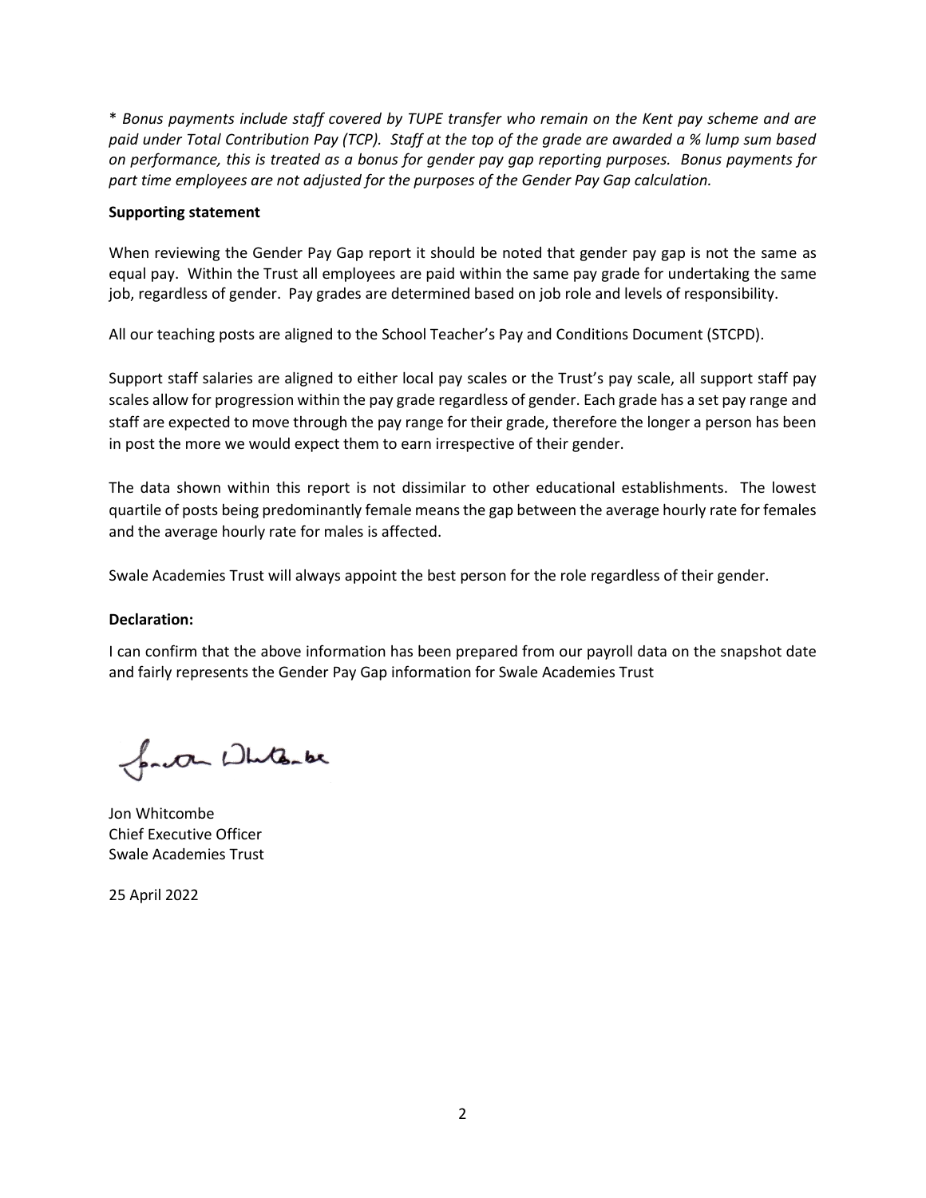* *Bonus payments include staff covered by TUPE transfer who remain on the Kent pay scheme and are paid under Total Contribution Pay (TCP). Staff at the top of the grade are awarded a % lump sum based on performance, this is treated as a bonus for gender pay gap reporting purposes. Bonus payments for part time employees are not adjusted for the purposes of the Gender Pay Gap calculation.*

**Supporting statement**

When reviewing the Gender Pay Gap report it should be noted that gender pay gap is not the same as equal pay. Within the Trust all employees are paid within the same pay grade for undertaking the same job, regardless of gender. Pay grades are determined based on job role and levels of responsibility.

All our teaching posts are aligned to the School Teacher's Pay and Conditions Document (STCPD).

Support staff salaries are aligned to either local pay scales or the Trust's pay scale, all support staff pay scales allow for progression within the pay grade regardless of gender. Each grade has a set pay range and staff are expected to move through the pay range for their grade, therefore the longer a person has been in post the more we would expect them to earn irrespective of their gender.

The data shown within this report is not dissimilar to other educational establishments. The lowest quartile of posts being predominantly female means the gap between the average hourly rate for females and the average hourly rate for males is affected.

Swale Academies Trust will always appoint the best person for the role regardless of their gender.

**Declaration:**

I can confirm that the above information has been prepared from our payroll data on the snapshot date and fairly represents the Gender Pay Gap information for Swale Academies Trust

Jon Whitcombe
Chief Executive Officer
Swale Academies Trust

25 April 2022